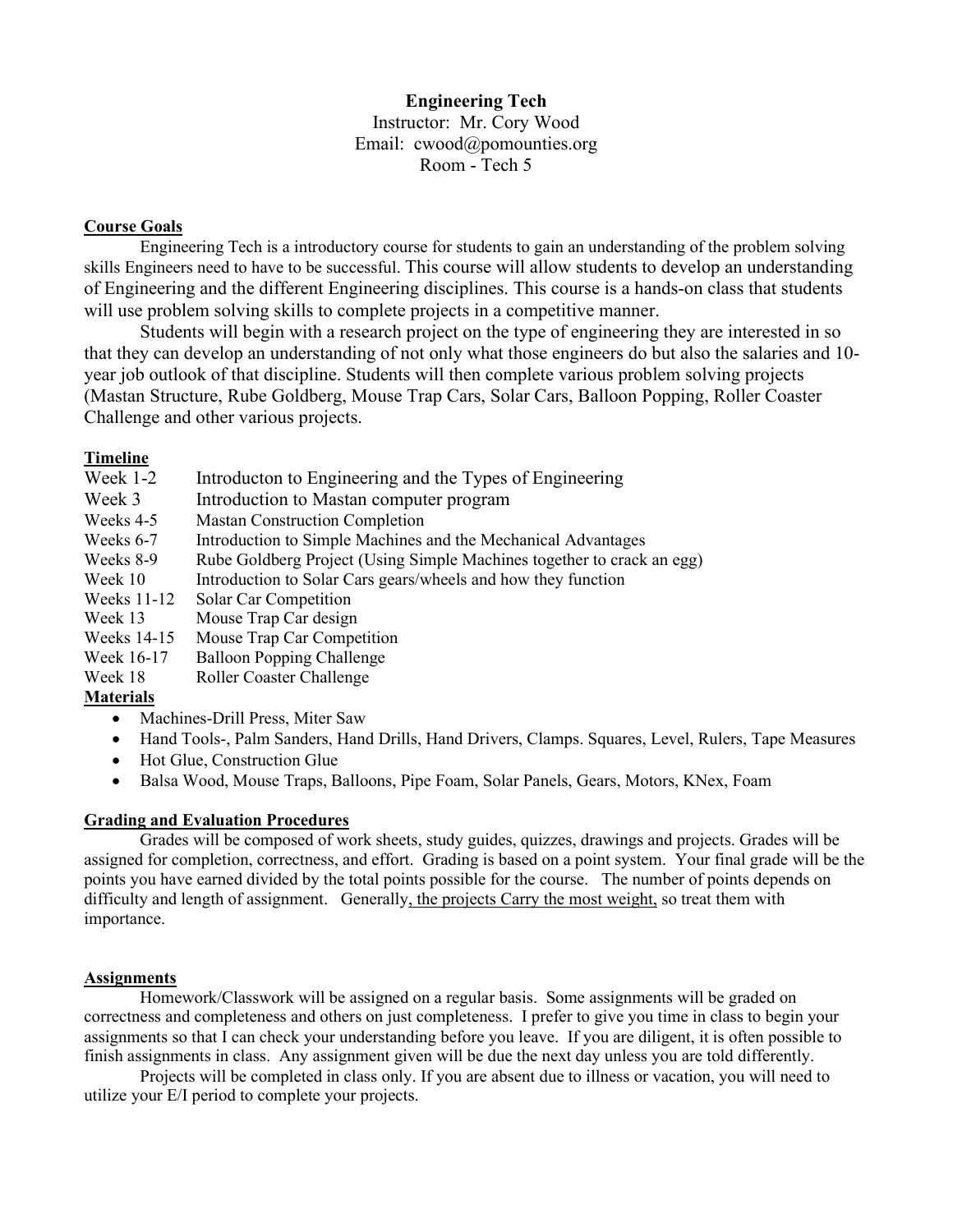**Engineering Tech**
Instructor: Mr. Cory Wood
Email: cwood@pomounties.org
Room - Tech 5

## Course Goals

Engineering Tech is a introductory course for students to gain an understanding of the problem solving skills Engineers need to have to be successful. This course will allow students to develop an understanding of Engineering and the different Engineering disciplines. This course is a hands-on class that students will use problem solving skills to complete projects in a competitive manner.

Students will begin with a research project on the type of engineering they are interested in so that they can develop an understanding of not only what those engineers do but also the salaries and 10-year job outlook of that discipline. Students will then complete various problem solving projects (Mastan Structure, Rube Goldberg, Mouse Trap Cars, Solar Cars, Balloon Popping, Roller Coaster Challenge and other various projects.

## Timeline

| | |
|---|---|
| Week 1-2 | Introducton to Engineering and the Types of Engineering |
| Week 3 | Introduction to Mastan computer program |
| Weeks 4-5 | Mastan Construction Completion |
| Weeks 6-7 | Introduction to Simple Machines and the Mechanical Advantages |
| Weeks 8-9 | Rube Goldberg Project (Using Simple Machines together to crack an egg) |
| Week 10 | Introduction to Solar Cars gears/wheels and how they function |
| Weeks 11-12 | Solar Car Competition |
| Week 13 | Mouse Trap Car design |
| Weeks 14-15 | Mouse Trap Car Competition |
| Week 16-17 | Balloon Popping Challenge |
| Week 18 | Roller Coaster Challenge |

## Materials

- Machines-Drill Press, Miter Saw
- Hand Tools-, Palm Sanders, Hand Drills, Hand Drivers, Clamps. Squares, Level, Rulers, Tape Measures
- Hot Glue, Construction Glue
- Balsa Wood, Mouse Traps, Balloons, Pipe Foam, Solar Panels, Gears, Motors, KNex, Foam

## Grading and Evaluation Procedures

Grades will be composed of work sheets, study guides, quizzes, drawings and projects. Grades will be assigned for completion, correctness, and effort. Grading is based on a point system. Your final grade will be the points you have earned divided by the total points possible for the course. The number of points depends on difficulty and length of assignment. Generally, the projects Carry the most weight, so treat them with importance.

## Assignments

Homework/Classwork will be assigned on a regular basis. Some assignments will be graded on correctness and completeness and others on just completeness. I prefer to give you time in class to begin your assignments so that I can check your understanding before you leave. If you are diligent, it is often possible to finish assignments in class. Any assignment given will be due the next day unless you are told differently.

Projects will be completed in class only. If you are absent due to illness or vacation, you will need to utilize your E/I period to complete your projects.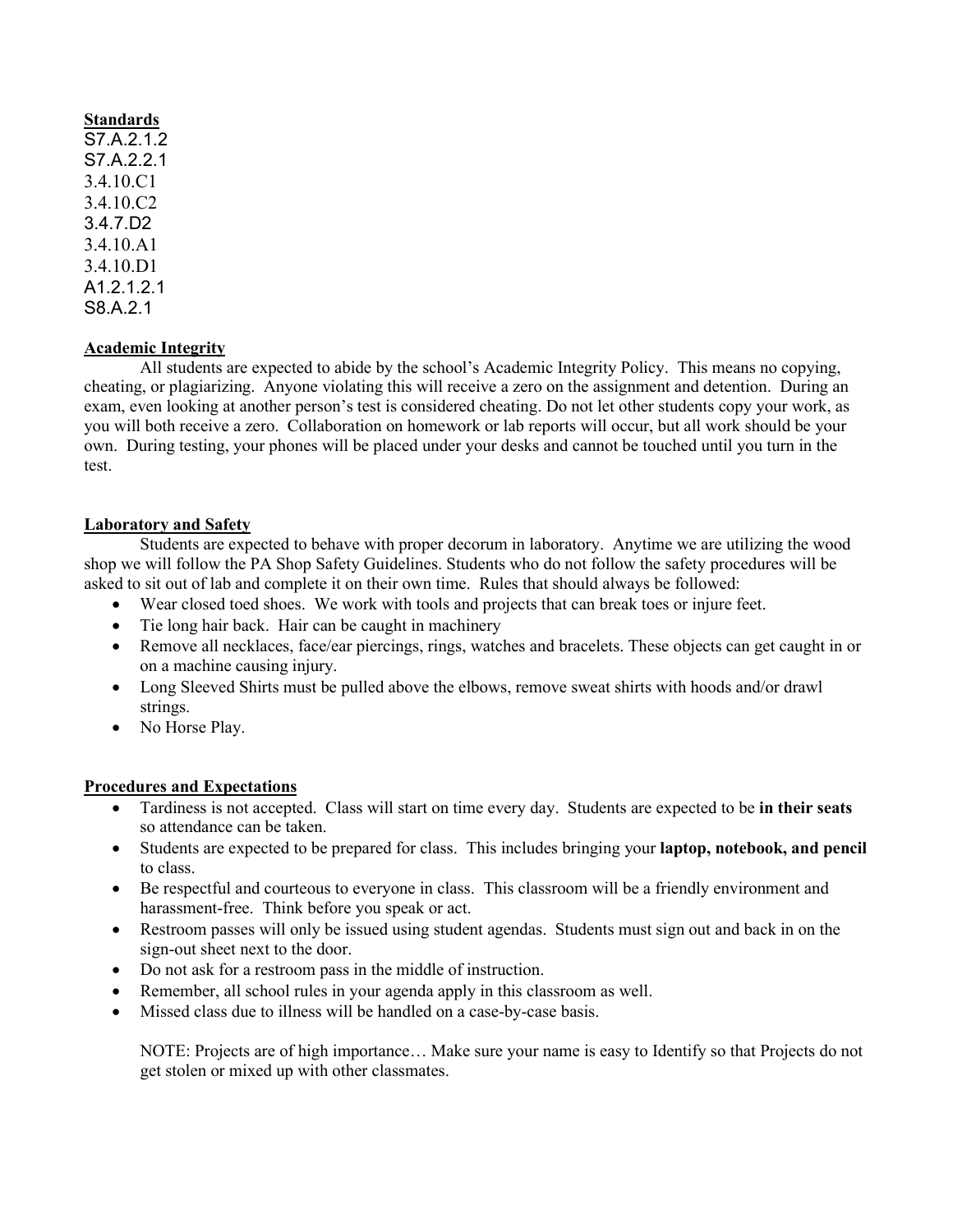**Standards**

S7.A.2.1.2
S7.A.2.2.1
3.4.10.C1
3.4.10.C2
3.4.7.D2
3.4.10.A1
3.4.10.D1
A1.2.1.2.1
S8.A.2.1

**Academic Integrity**

All students are expected to abide by the school's Academic Integrity Policy. This means no copying, cheating, or plagiarizing. Anyone violating this will receive a zero on the assignment and detention. During an exam, even looking at another person's test is considered cheating. Do not let other students copy your work, as you will both receive a zero. Collaboration on homework or lab reports will occur, but all work should be your own. During testing, your phones will be placed under your desks and cannot be touched until you turn in the test.

**Laboratory and Safety**

Students are expected to behave with proper decorum in laboratory. Anytime we are utilizing the wood shop we will follow the PA Shop Safety Guidelines. Students who do not follow the safety procedures will be asked to sit out of lab and complete it on their own time. Rules that should always be followed:

- Wear closed toed shoes. We work with tools and projects that can break toes or injure feet.
- Tie long hair back. Hair can be caught in machinery
- Remove all necklaces, face/ear piercings, rings, watches and bracelets. These objects can get caught in or on a machine causing injury.
- Long Sleeved Shirts must be pulled above the elbows, remove sweat shirts with hoods and/or drawl strings.
- No Horse Play.

**Procedures and Expectations**

- Tardiness is not accepted. Class will start on time every day. Students are expected to be **in their seats** so attendance can be taken.
- Students are expected to be prepared for class. This includes bringing your **laptop, notebook, and pencil** to class.
- Be respectful and courteous to everyone in class. This classroom will be a friendly environment and harassment-free. Think before you speak or act.
- Restroom passes will only be issued using student agendas. Students must sign out and back in on the sign-out sheet next to the door.
- Do not ask for a restroom pass in the middle of instruction.
- Remember, all school rules in your agenda apply in this classroom as well.
- Missed class due to illness will be handled on a case-by-case basis.

NOTE: Projects are of high importance… Make sure your name is easy to Identify so that Projects do not get stolen or mixed up with other classmates.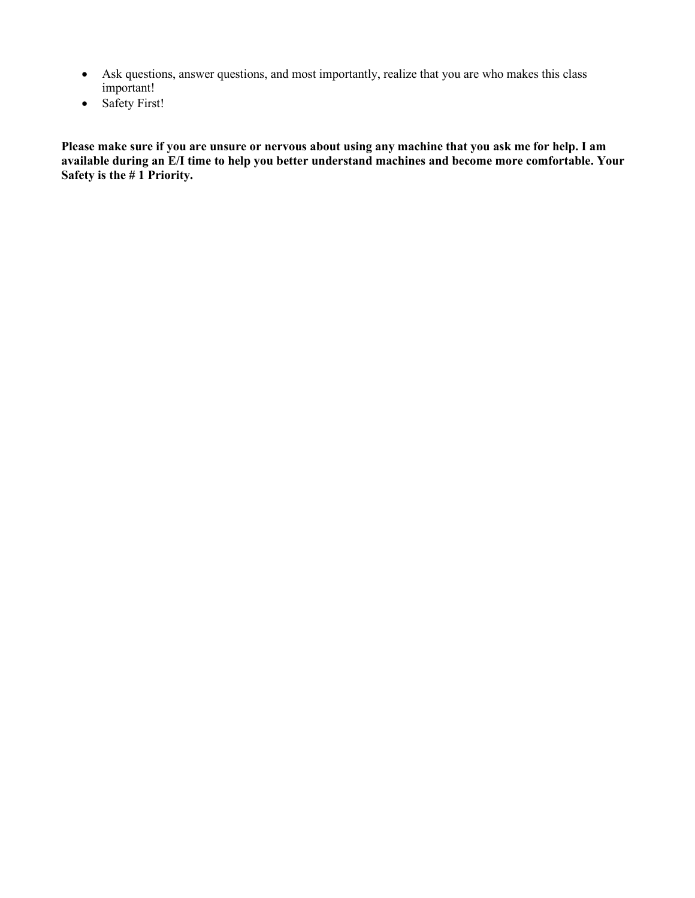- Ask questions, answer questions, and most importantly, realize that you are who makes this class important!
- Safety First!

**Please make sure if you are unsure or nervous about using any machine that you ask me for help. I am available during an E/I time to help you better understand machines and become more comfortable. Your Safety is the # 1 Priority.**